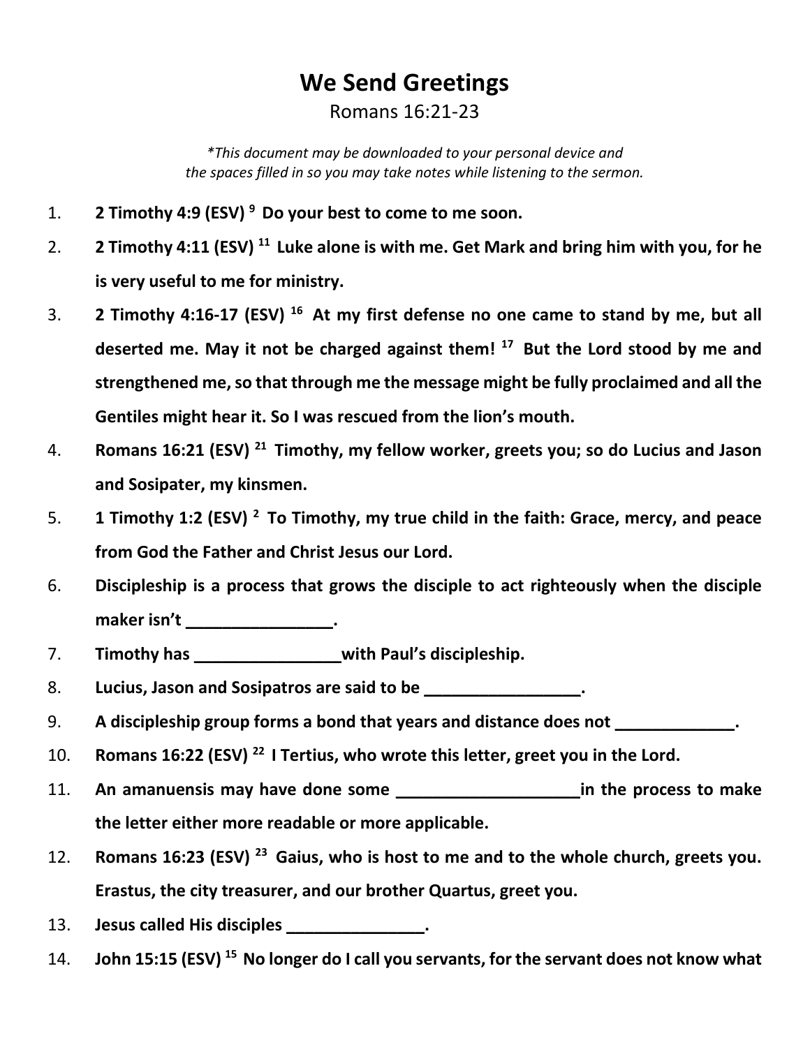# We Send Greetings

Romans 16:21-23

*\*This document may be downloaded to your personal device and the spaces filled in so you may take notes while listening to the sermon.*

1. **2 Timothy 4:9 (ESV) [9] Do your best to come to me soon.**
2. **2 Timothy 4:11 (ESV) [11] Luke alone is with me. Get Mark and bring him with you, for he is very useful to me for ministry.**
3. **2 Timothy 4:16-17 (ESV) [16] At my first defense no one came to stand by me, but all deserted me. May it not be charged against them! [17] But the Lord stood by me and strengthened me, so that through me the message might be fully proclaimed and all the Gentiles might hear it. So I was rescued from the lion's mouth.**
4. **Romans 16:21 (ESV) [21] Timothy, my fellow worker, greets you; so do Lucius and Jason and Sosipater, my kinsmen.**
5. **1 Timothy 1:2 (ESV) [2] To Timothy, my true child in the faith: Grace, mercy, and peace from God the Father and Christ Jesus our Lord.**
6. **Discipleship is a process that grows the disciple to act righteously when the disciple maker isn't ________________.**
7. **Timothy has ________________with Paul's discipleship.**
8. **Lucius, Jason and Sosipatros are said to be _________________.**
9. **A discipleship group forms a bond that years and distance does not _____________.**
10. **Romans 16:22 (ESV) [22] I Tertius, who wrote this letter, greet you in the Lord.**
11. **An amanuensis may have done some ____________________in the process to make the letter either more readable or more applicable.**
12. **Romans 16:23 (ESV) [23] Gaius, who is host to me and to the whole church, greets you. Erastus, the city treasurer, and our brother Quartus, greet you.**
13. **Jesus called His disciples _______________.**
14. **John 15:15 (ESV) [15] No longer do I call you servants, for the servant does not know what**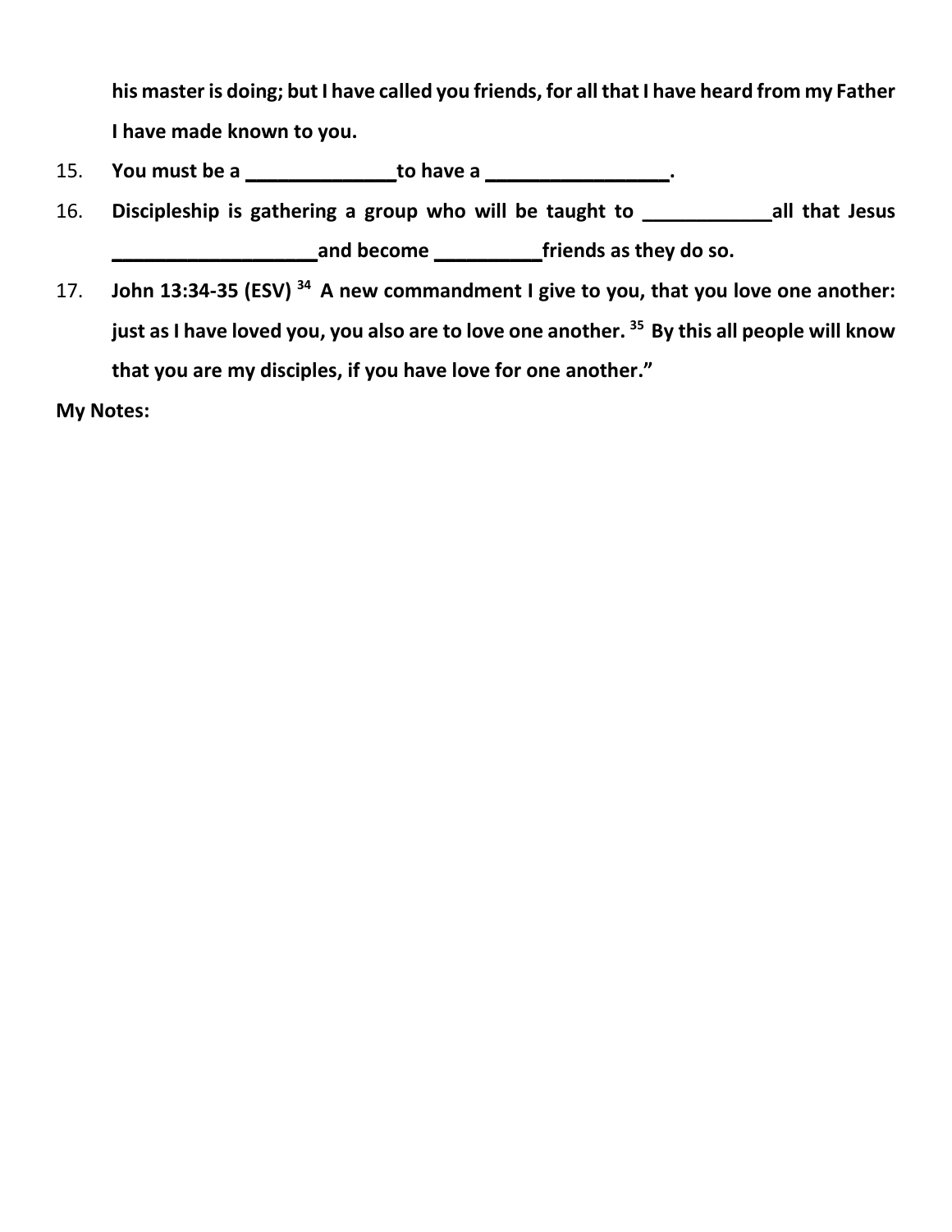**his master is doing; but I have called you friends, for all that I have heard from my Father I have made known to you.**

15. **You must be a _____________ to have a ________________.**
16. **Discipleship is gathering a group who will be taught to ___________ all that Jesus __________________ and become _________ friends as they do so.**
17. **John 13:34-35 (ESV) [34] A new commandment I give to you, that you love one another: just as I have loved you, you also are to love one another. [35] By this all people will know that you are my disciples, if you have love for one another."**

**My Notes:**